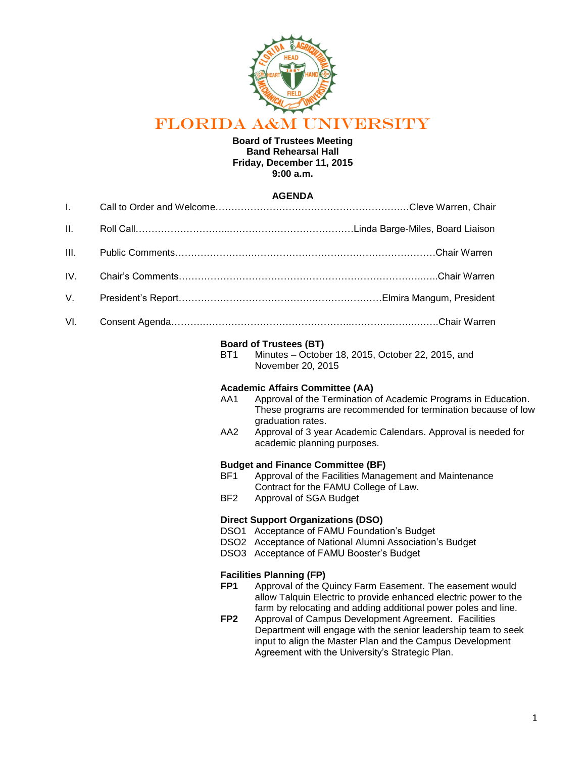# FLORIDA A&M UNIVERSITY

**Board of Trustees Meeting**
**Band Rehearsal Hall**
**Friday, December 11, 2015**
**9:00 a.m.**

## AGENDA

I. Call to Order and Welcome……………………………………………………Cleve Warren, Chair

II. Roll Call…………………………………………………………Linda Barge-Miles, Board Liaison

III. Public Comments…………………………………………………………………………Chair Warren

IV. Chair's Comments………………………………………………………………………..Chair Warren

V. President's Report…………………………………………………………Elmira Mangum, President

VI. Consent Agenda……………………………………………………………………………Chair Warren

**Board of Trustees (BT)**

BT1 Minutes – October 18, 2015, October 22, 2015, and November 20, 2015

**Academic Affairs Committee (AA)**

AA1 Approval of the Termination of Academic Programs in Education. These programs are recommended for termination because of low graduation rates.

AA2 Approval of 3 year Academic Calendars. Approval is needed for academic planning purposes.

**Budget and Finance Committee (BF)**

BF1 Approval of the Facilities Management and Maintenance Contract for the FAMU College of Law.

BF2 Approval of SGA Budget

**Direct Support Organizations (DSO)**

DSO1 Acceptance of FAMU Foundation's Budget

DSO2 Acceptance of National Alumni Association's Budget

DSO3 Acceptance of FAMU Booster's Budget

**Facilities Planning (FP)**

**FP1** Approval of the Quincy Farm Easement. The easement would allow Talquin Electric to provide enhanced electric power to the farm by relocating and adding additional power poles and line.

**FP2** Approval of Campus Development Agreement. Facilities Department will engage with the senior leadership team to seek input to align the Master Plan and the Campus Development Agreement with the University's Strategic Plan.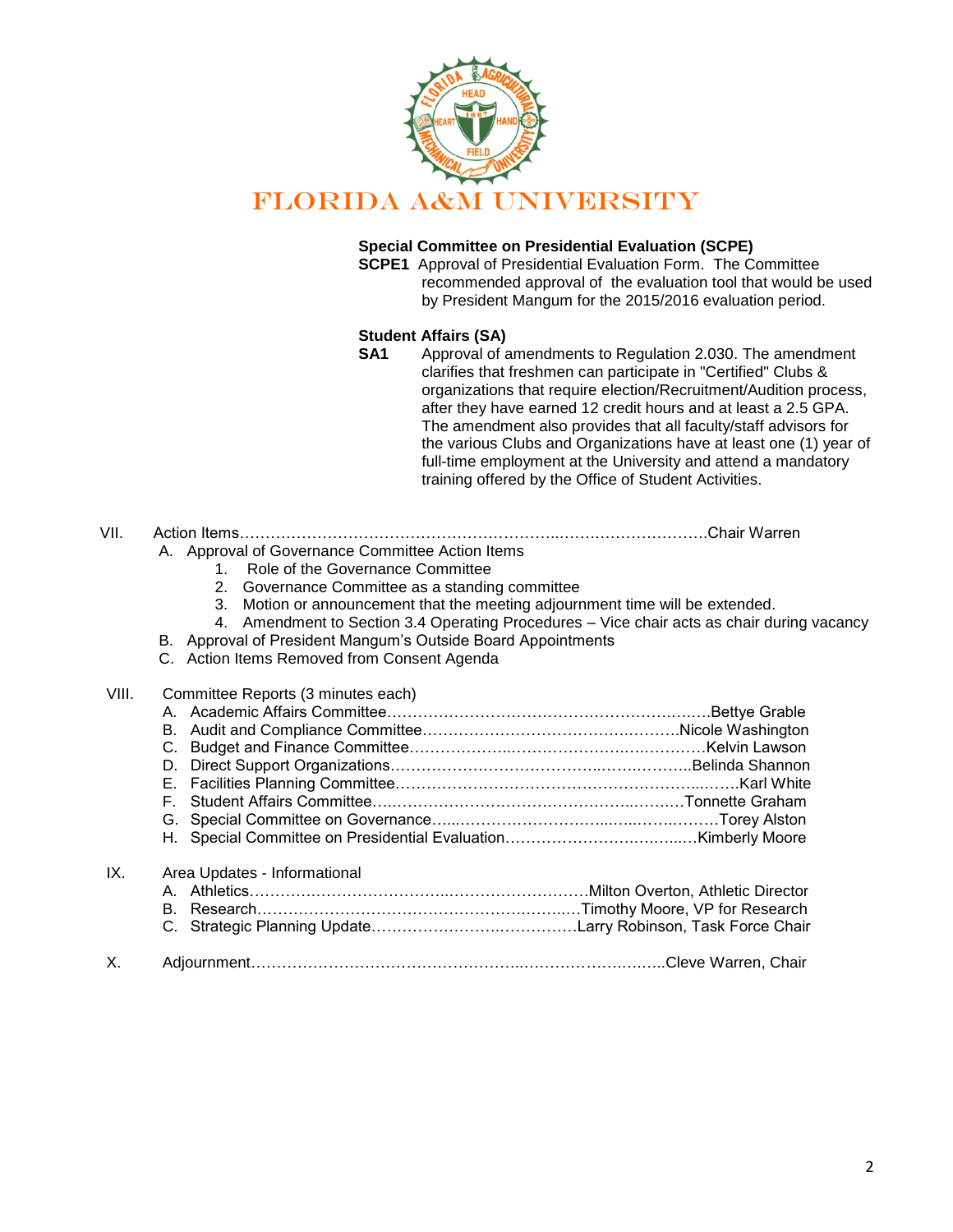# FLORIDA A&M UNIVERSITY

**Special Committee on Presidential Evaluation (SCPE)**

**SCPE1** Approval of Presidential Evaluation Form. The Committee recommended approval of the evaluation tool that would be used by President Mangum for the 2015/2016 evaluation period.

**Student Affairs (SA)**

**SA1** Approval of amendments to Regulation 2.030. The amendment clarifies that freshmen can participate in "Certified" Clubs & organizations that require election/Recruitment/Audition process, after they have earned 12 credit hours and at least a 2.5 GPA. The amendment also provides that all faculty/staff advisors for the various Clubs and Organizations have at least one (1) year of full-time employment at the University and attend a mandatory training offered by the Office of Student Activities.

VII. Action Items……………………………………………………………………………Chair Warren

- A. Approval of Governance Committee Action Items
  1. Role of the Governance Committee
  2. Governance Committee as a standing committee
  3. Motion or announcement that the meeting adjournment time will be extended.
  4. Amendment to Section 3.4 Operating Procedures – Vice chair acts as chair during vacancy
- B. Approval of President Mangum's Outside Board Appointments
- C. Action Items Removed from Consent Agenda

VIII. Committee Reports (3 minutes each)

- A. Academic Affairs Committee……………………………………………………Bettye Grable
- B. Audit and Compliance Committee……………………………………………Nicole Washington
- C. Budget and Finance Committee………………………………………………Kelvin Lawson
- D. Direct Support Organizations…………………………………………………Belinda Shannon
- E. Facilities Planning Committee…………………………………………………Karl White
- F. Student Affairs Committee……………………………………………………Tonnette Graham
- G. Special Committee on Governance……………………………………………Torey Alston
- H. Special Committee on Presidential Evaluation………………………………Kimberly Moore

IX. Area Updates - Informational

- A. Athletics……………………………………………………Milton Overton, Athletic Director
- B. Research…………………………………………………Timothy Moore, VP for Research
- C. Strategic Planning Update…………………………………Larry Robinson, Task Force Chair

X. Adjournment………………………………………………………………………Cleve Warren, Chair